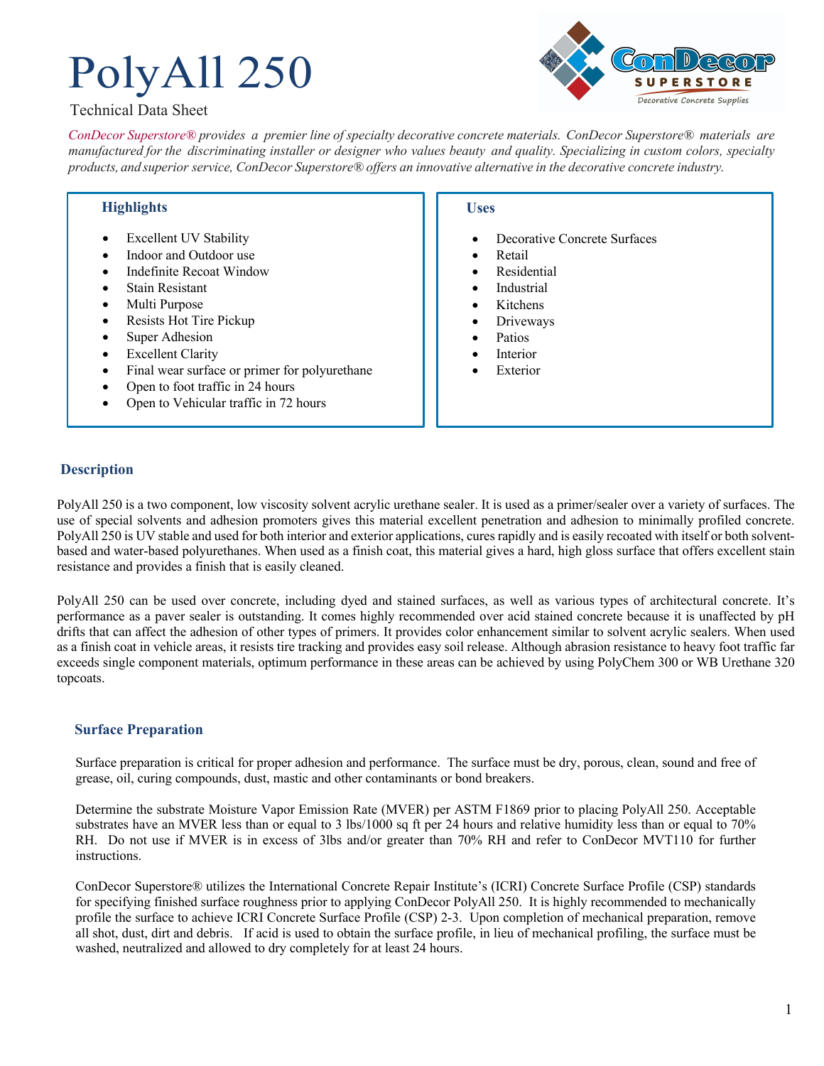# PolyAll 250

Technical Data Sheet

*ConDecor Superstore® provides a premier line of specialty decorative concrete materials. ConDecor Superstore® materials are manufactured for the discriminating installer or designer who values beauty and quality. Specializing in custom colors, specialty products, and superior service, ConDecor Superstore® offers an innovative alternative in the decorative concrete industry.*

### Highlights

- Excellent UV Stability
- Indoor and Outdoor use
- Indefinite Recoat Window
- Stain Resistant
- Multi Purpose
- Resists Hot Tire Pickup
- Super Adhesion
- Excellent Clarity
- Final wear surface or primer for polyurethane
- Open to foot traffic in 24 hours
- Open to Vehicular traffic in 72 hours

### Uses

- Decorative Concrete Surfaces
- Retail
- Residential
- Industrial
- Kitchens
- Driveways
- Patios
- Interior
- Exterior

## Description

PolyAll 250 is a two component, low viscosity solvent acrylic urethane sealer. It is used as a primer/sealer over a variety of surfaces. The use of special solvents and adhesion promoters gives this material excellent penetration and adhesion to minimally profiled concrete. PolyAll 250 is UV stable and used for both interior and exterior applications, cures rapidly and is easily recoated with itself or both solvent-based and water-based polyurethanes. When used as a finish coat, this material gives a hard, high gloss surface that offers excellent stain resistance and provides a finish that is easily cleaned.

PolyAll 250 can be used over concrete, including dyed and stained surfaces, as well as various types of architectural concrete. It's performance as a paver sealer is outstanding. It comes highly recommended over acid stained concrete because it is unaffected by pH drifts that can affect the adhesion of other types of primers. It provides color enhancement similar to solvent acrylic sealers. When used as a finish coat in vehicle areas, it resists tire tracking and provides easy soil release. Although abrasion resistance to heavy foot traffic far exceeds single component materials, optimum performance in these areas can be achieved by using PolyChem 300 or WB Urethane 320 topcoats.

## Surface Preparation

Surface preparation is critical for proper adhesion and performance. The surface must be dry, porous, clean, sound and free of grease, oil, curing compounds, dust, mastic and other contaminants or bond breakers.

Determine the substrate Moisture Vapor Emission Rate (MVER) per ASTM F1869 prior to placing PolyAll 250. Acceptable substrates have an MVER less than or equal to 3 lbs/1000 sq ft per 24 hours and relative humidity less than or equal to 70% RH. Do not use if MVER is in excess of 3lbs and/or greater than 70% RH and refer to ConDecor MVT110 for further instructions.

ConDecor Superstore® utilizes the International Concrete Repair Institute's (ICRI) Concrete Surface Profile (CSP) standards for specifying finished surface roughness prior to applying ConDecor PolyAll 250. It is highly recommended to mechanically profile the surface to achieve ICRI Concrete Surface Profile (CSP) 2-3. Upon completion of mechanical preparation, remove all shot, dust, dirt and debris. If acid is used to obtain the surface profile, in lieu of mechanical profiling, the surface must be washed, neutralized and allowed to dry completely for at least 24 hours.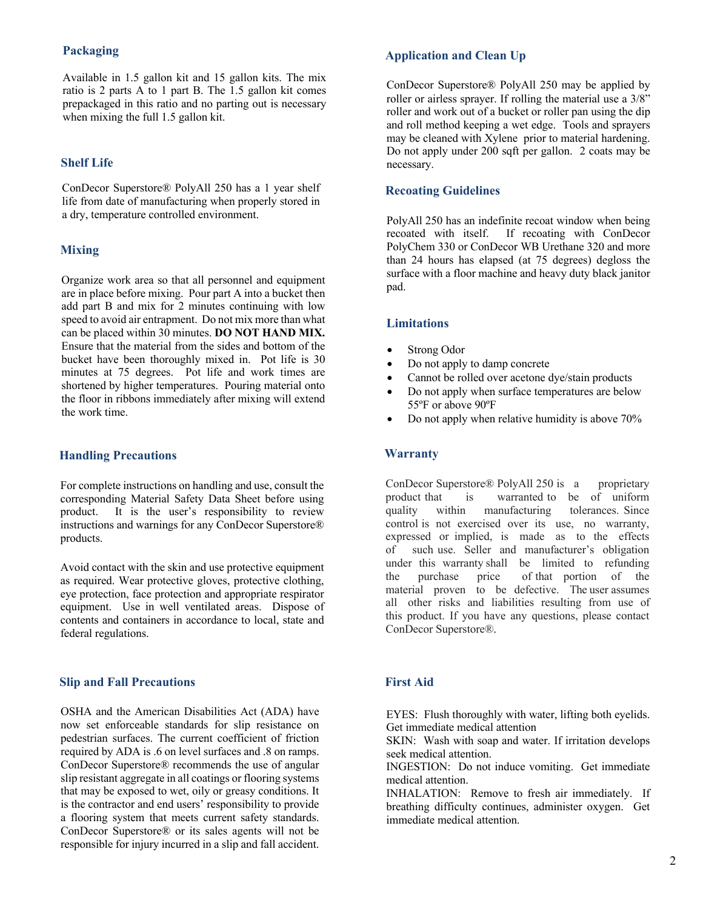## Packaging

Available in 1.5 gallon kit and 15 gallon kits. The mix ratio is 2 parts A to 1 part B. The 1.5 gallon kit comes prepackaged in this ratio and no parting out is necessary when mixing the full 1.5 gallon kit.

## Shelf Life

ConDecor Superstore® PolyAll 250 has a 1 year shelf life from date of manufacturing when properly stored in a dry, temperature controlled environment.

## Mixing

Organize work area so that all personnel and equipment are in place before mixing. Pour part A into a bucket then add part B and mix for 2 minutes continuing with low speed to avoid air entrapment. Do not mix more than what can be placed within 30 minutes. **DO NOT HAND MIX.** Ensure that the material from the sides and bottom of the bucket have been thoroughly mixed in. Pot life is 30 minutes at 75 degrees. Pot life and work times are shortened by higher temperatures. Pouring material onto the floor in ribbons immediately after mixing will extend the work time.

## Handling Precautions

For complete instructions on handling and use, consult the corresponding Material Safety Data Sheet before using product. It is the user's responsibility to review instructions and warnings for any ConDecor Superstore® products.

Avoid contact with the skin and use protective equipment as required. Wear protective gloves, protective clothing, eye protection, face protection and appropriate respirator equipment. Use in well ventilated areas. Dispose of contents and containers in accordance to local, state and federal regulations.

## Slip and Fall Precautions

OSHA and the American Disabilities Act (ADA) have now set enforceable standards for slip resistance on pedestrian surfaces. The current coefficient of friction required by ADA is .6 on level surfaces and .8 on ramps. ConDecor Superstore® recommends the use of angular slip resistant aggregate in all coatings or flooring systems that may be exposed to wet, oily or greasy conditions. It is the contractor and end users' responsibility to provide a flooring system that meets current safety standards. ConDecor Superstore® or its sales agents will not be responsible for injury incurred in a slip and fall accident.

## Application and Clean Up

ConDecor Superstore® PolyAll 250 may be applied by roller or airless sprayer. If rolling the material use a 3/8" roller and work out of a bucket or roller pan using the dip and roll method keeping a wet edge. Tools and sprayers may be cleaned with Xylene prior to material hardening. Do not apply under 200 sqft per gallon. 2 coats may be necessary.

## Recoating Guidelines

PolyAll 250 has an indefinite recoat window when being recoated with itself. If recoating with ConDecor PolyChem 330 or ConDecor WB Urethane 320 and more than 24 hours has elapsed (at 75 degrees) degloss the surface with a floor machine and heavy duty black janitor pad.

## Limitations

- Strong Odor
- Do not apply to damp concrete
- Cannot be rolled over acetone dye/stain products
- Do not apply when surface temperatures are below 55ºF or above 90ºF
- Do not apply when relative humidity is above 70%

## Warranty

ConDecor Superstore® PolyAll 250 is a proprietary product that is warranted to be of uniform quality within manufacturing tolerances. Since control is not exercised over its use, no warranty, expressed or implied, is made as to the effects of such use. Seller and manufacturer's obligation under this warranty shall be limited to refunding the purchase price of that portion of the material proven to be defective. The user assumes all other risks and liabilities resulting from use of this product. If you have any questions, please contact ConDecor Superstore®.

## First Aid

EYES: Flush thoroughly with water, lifting both eyelids. Get immediate medical attention

SKIN: Wash with soap and water. If irritation develops seek medical attention.

INGESTION: Do not induce vomiting. Get immediate medical attention.

INHALATION: Remove to fresh air immediately. If breathing difficulty continues, administer oxygen. Get immediate medical attention.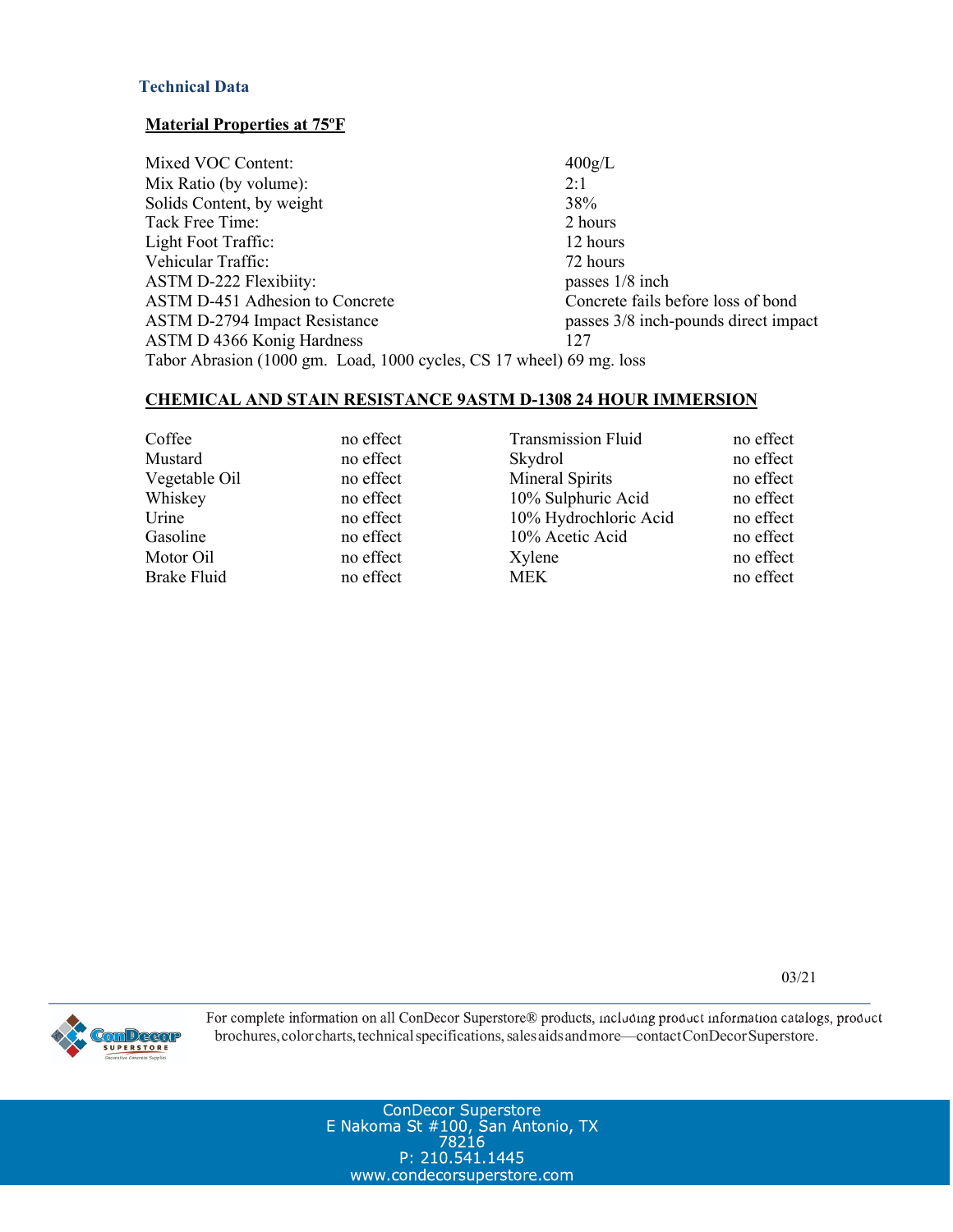### Technical Data

**Material Properties at 75ºF**

| | |
|---|---|
| Mixed VOC Content: | 400g/L |
| Mix Ratio (by volume): | 2:1 |
| Solids Content, by weight | 38% |
| Tack Free Time: | 2 hours |
| Light Foot Traffic: | 12 hours |
| Vehicular Traffic: | 72 hours |
| ASTM D-222 Flexibiity: | passes 1/8 inch |
| ASTM D-451 Adhesion to Concrete | Concrete fails before loss of bond |
| ASTM D-2794 Impact Resistance | passes 3/8 inch-pounds direct impact |
| ASTM D 4366 Konig Hardness | 127 |

Tabor Abrasion (1000 gm. Load, 1000 cycles, CS 17 wheel) 69 mg. loss

**CHEMICAL AND STAIN RESISTANCE 9ASTM D-1308 24 HOUR IMMERSION**

| | | | |
|---|---|---|---|
| Coffee | no effect | Transmission Fluid | no effect |
| Mustard | no effect | Skydrol | no effect |
| Vegetable Oil | no effect | Mineral Spirits | no effect |
| Whiskey | no effect | 10% Sulphuric Acid | no effect |
| Urine | no effect | 10% Hydrochloric Acid | no effect |
| Gasoline | no effect | 10% Acetic Acid | no effect |
| Motor Oil | no effect | Xylene | no effect |
| Brake Fluid | no effect | MEK | no effect |

03/21

For complete information on all ConDecor Superstore® products, including product information catalogs, product brochures, color charts, technical specifications, sales aids and more—contact ConDecor Superstore.

ConDecor Superstore
E Nakoma St #100, San Antonio, TX
78216
P: 210.541.1445
www.condecorsuperstore.com